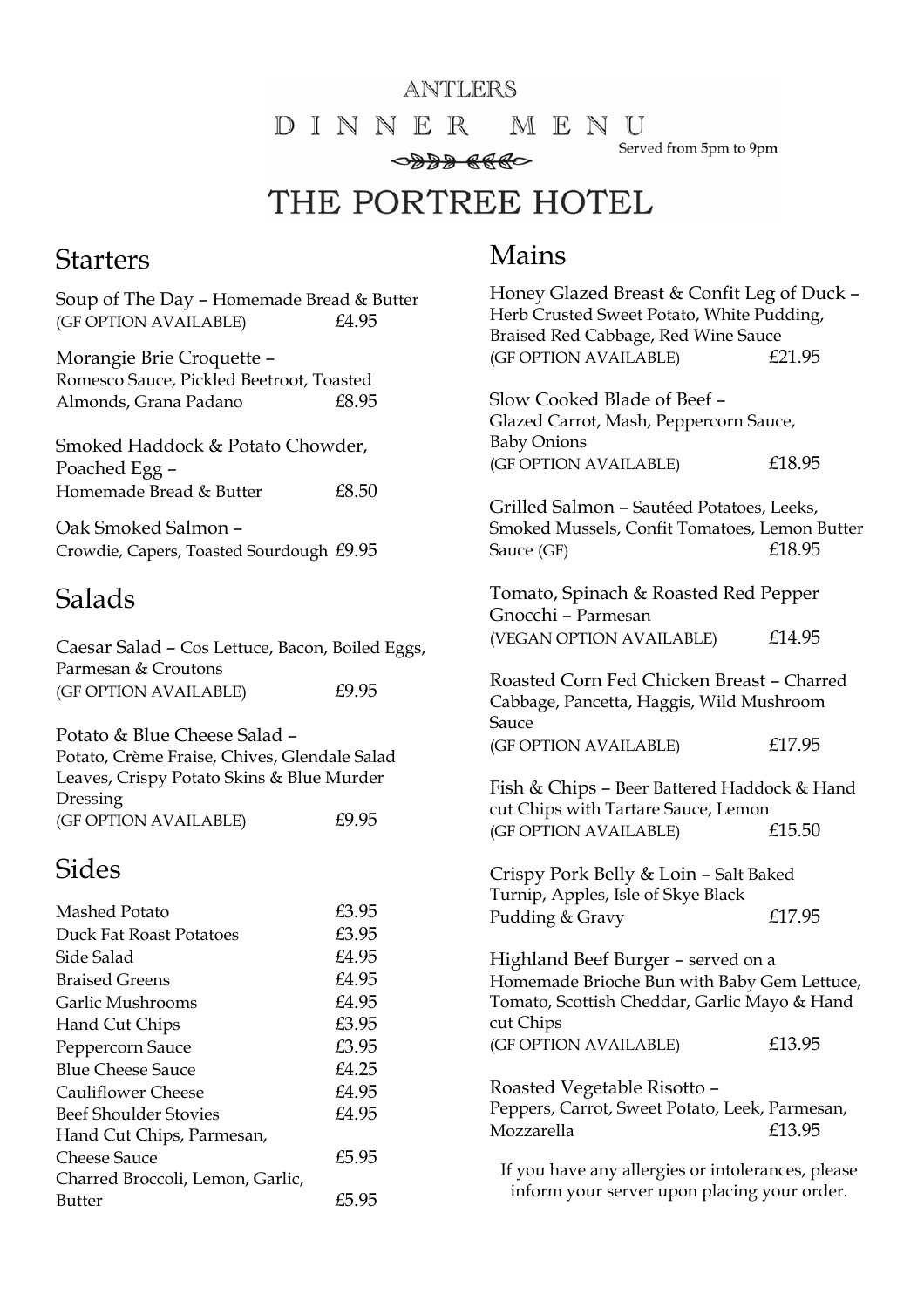ANTLERS

# DINNER MENU

Served from 5pm to 9pm

# THE PORTREE HOTEL

## Starters

Soup of The Day – Homemade Bread & Butter
(GF OPTION AVAILABLE) £4.95

Morangie Brie Croquette –
Romesco Sauce, Pickled Beetroot, Toasted Almonds, Grana Padano £8.95

Smoked Haddock & Potato Chowder, Poached Egg –
Homemade Bread & Butter £8.50

Oak Smoked Salmon –
Crowdie, Capers, Toasted Sourdough £9.95

## Salads

Caesar Salad – Cos Lettuce, Bacon, Boiled Eggs, Parmesan & Croutons
(GF OPTION AVAILABLE) £9.95

Potato & Blue Cheese Salad –
Potato, Crème Fraise, Chives, Glendale Salad Leaves, Crispy Potato Skins & Blue Murder Dressing
(GF OPTION AVAILABLE) £9.95

## Sides

| | |
|---|---|
| Mashed Potato | £3.95 |
| Duck Fat Roast Potatoes | £3.95 |
| Side Salad | £4.95 |
| Braised Greens | £4.95 |
| Garlic Mushrooms | £4.95 |
| Hand Cut Chips | £3.95 |
| Peppercorn Sauce | £3.95 |
| Blue Cheese Sauce | £4.25 |
| Cauliflower Cheese | £4.95 |
| Beef Shoulder Stovies | £4.95 |
| Hand Cut Chips, Parmesan, Cheese Sauce | £5.95 |
| Charred Broccoli, Lemon, Garlic, Butter | £5.95 |

## Mains

Honey Glazed Breast & Confit Leg of Duck –
Herb Crusted Sweet Potato, White Pudding, Braised Red Cabbage, Red Wine Sauce
(GF OPTION AVAILABLE) £21.95

Slow Cooked Blade of Beef –
Glazed Carrot, Mash, Peppercorn Sauce, Baby Onions
(GF OPTION AVAILABLE) £18.95

Grilled Salmon – Sautéed Potatoes, Leeks, Smoked Mussels, Confit Tomatoes, Lemon Butter Sauce (GF) £18.95

Tomato, Spinach & Roasted Red Pepper Gnocchi – Parmesan
(VEGAN OPTION AVAILABLE) £14.95

Roasted Corn Fed Chicken Breast – Charred Cabbage, Pancetta, Haggis, Wild Mushroom Sauce
(GF OPTION AVAILABLE) £17.95

Fish & Chips – Beer Battered Haddock & Hand cut Chips with Tartare Sauce, Lemon
(GF OPTION AVAILABLE) £15.50

Crispy Pork Belly & Loin – Salt Baked Turnip, Apples, Isle of Skye Black Pudding & Gravy £17.95

Highland Beef Burger – served on a Homemade Brioche Bun with Baby Gem Lettuce, Tomato, Scottish Cheddar, Garlic Mayo & Hand cut Chips
(GF OPTION AVAILABLE) £13.95

Roasted Vegetable Risotto –
Peppers, Carrot, Sweet Potato, Leek, Parmesan, Mozzarella £13.95

If you have any allergies or intolerances, please inform your server upon placing your order.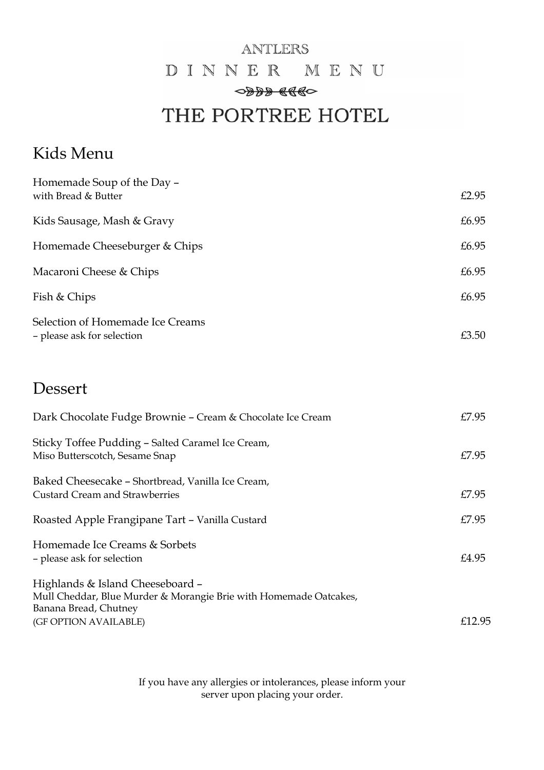ANTLERS

DINNER MENU

# THE PORTREE HOTEL

## Kids Menu

| | |
|---|---|
| Homemade Soup of the Day – with Bread & Butter | £2.95 |
| Kids Sausage, Mash & Gravy | £6.95 |
| Homemade Cheeseburger & Chips | £6.95 |
| Macaroni Cheese & Chips | £6.95 |
| Fish & Chips | £6.95 |
| Selection of Homemade Ice Creams – please ask for selection | £3.50 |

## Dessert

| | |
|---|---|
| Dark Chocolate Fudge Brownie – Cream & Chocolate Ice Cream | £7.95 |
| Sticky Toffee Pudding – Salted Caramel Ice Cream, Miso Butterscotch, Sesame Snap | £7.95 |
| Baked Cheesecake – Shortbread, Vanilla Ice Cream, Custard Cream and Strawberries | £7.95 |
| Roasted Apple Frangipane Tart – Vanilla Custard | £7.95 |
| Homemade Ice Creams & Sorbets – please ask for selection | £4.95 |
| Highlands & Island Cheeseboard – Mull Cheddar, Blue Murder & Morangie Brie with Homemade Oatcakes, Banana Bread, Chutney (GF OPTION AVAILABLE) | £12.95 |

If you have any allergies or intolerances, please inform your server upon placing your order.